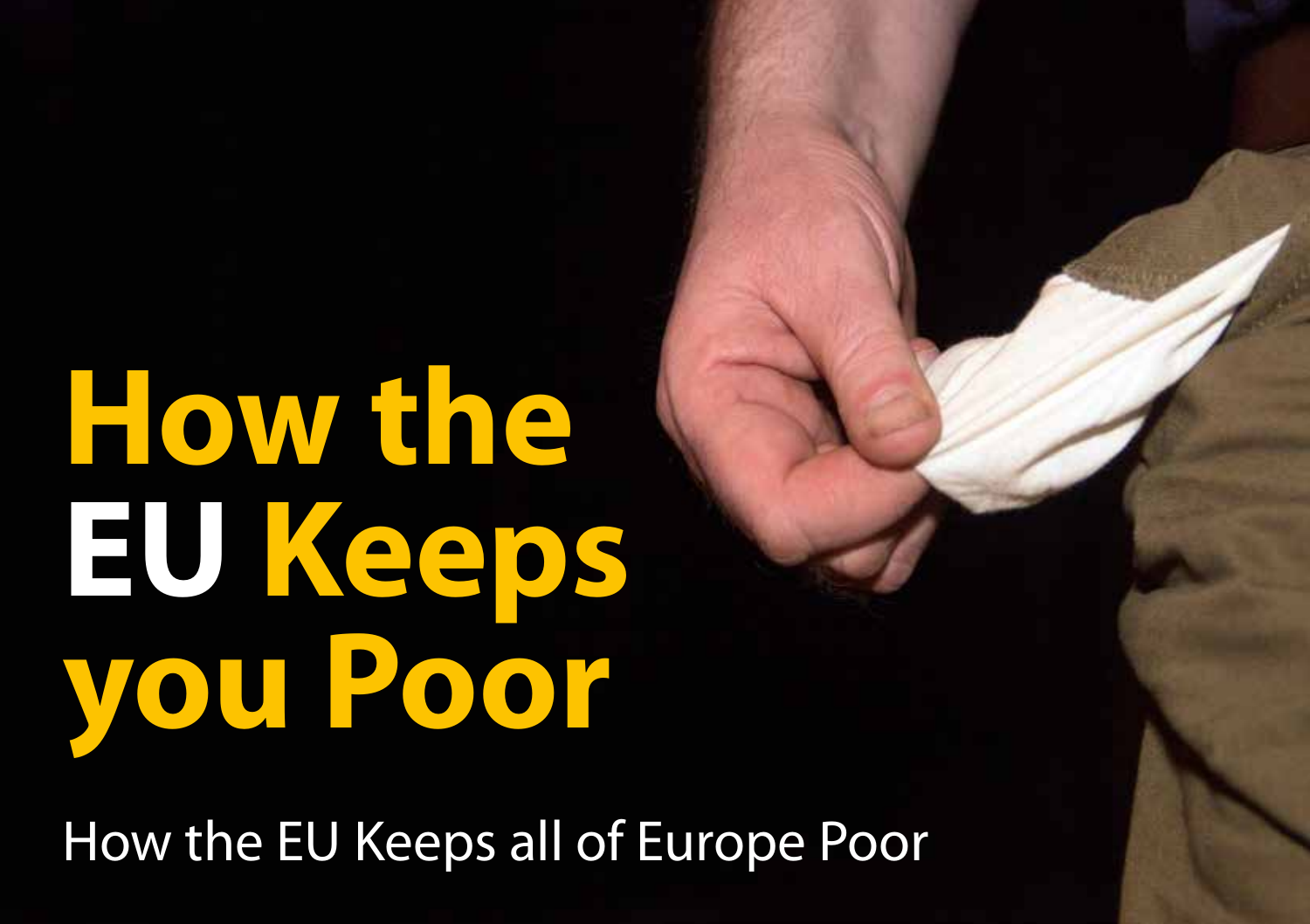# How the EU Keeps you Poor

How the EU Keeps all of Europe Poor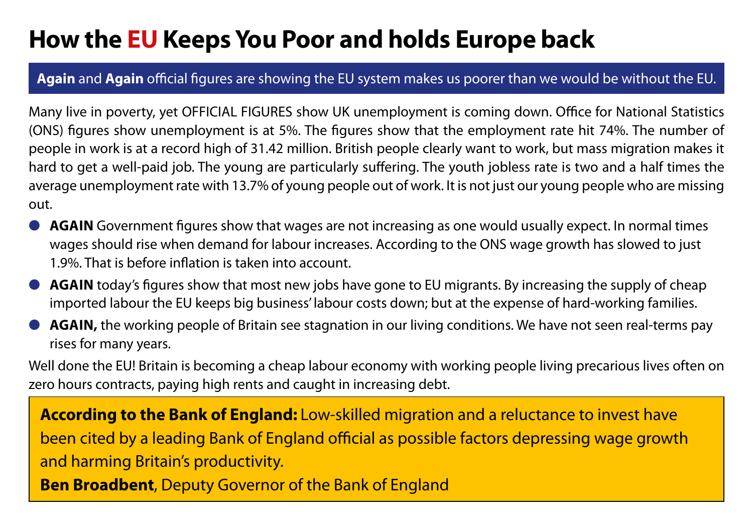# How the EU Keeps You Poor and holds Europe back

**Again** and **Again** official figures are showing the EU system makes us poorer than we would be without the EU.

Many live in poverty, yet OFFICIAL FIGURES show UK unemployment is coming down. Office for National Statistics (ONS) figures show unemployment is at 5%. The figures show that the employment rate hit 74%. The number of people in work is at a record high of 31.42 million. British people clearly want to work, but mass migration makes it hard to get a well-paid job. The young are particularly suffering. The youth jobless rate is two and a half times the average unemployment rate with 13.7% of young people out of work. It is not just our young people who are missing out.

- **AGAIN** Government figures show that wages are not increasing as one would usually expect. In normal times wages should rise when demand for labour increases. According to the ONS wage growth has slowed to just 1.9%. That is before inflation is taken into account.
- **AGAIN** today's figures show that most new jobs have gone to EU migrants. By increasing the supply of cheap imported labour the EU keeps big business' labour costs down; but at the expense of hard-working families.
- **AGAIN,** the working people of Britain see stagnation in our living conditions. We have not seen real-terms pay rises for many years.

Well done the EU! Britain is becoming a cheap labour economy with working people living precarious lives often on zero hours contracts, paying high rents and caught in increasing debt.

**According to the Bank of England:** Low-skilled migration and a reluctance to invest have been cited by a leading Bank of England official as possible factors depressing wage growth and harming Britain's productivity.

**Ben Broadbent**, Deputy Governor of the Bank of England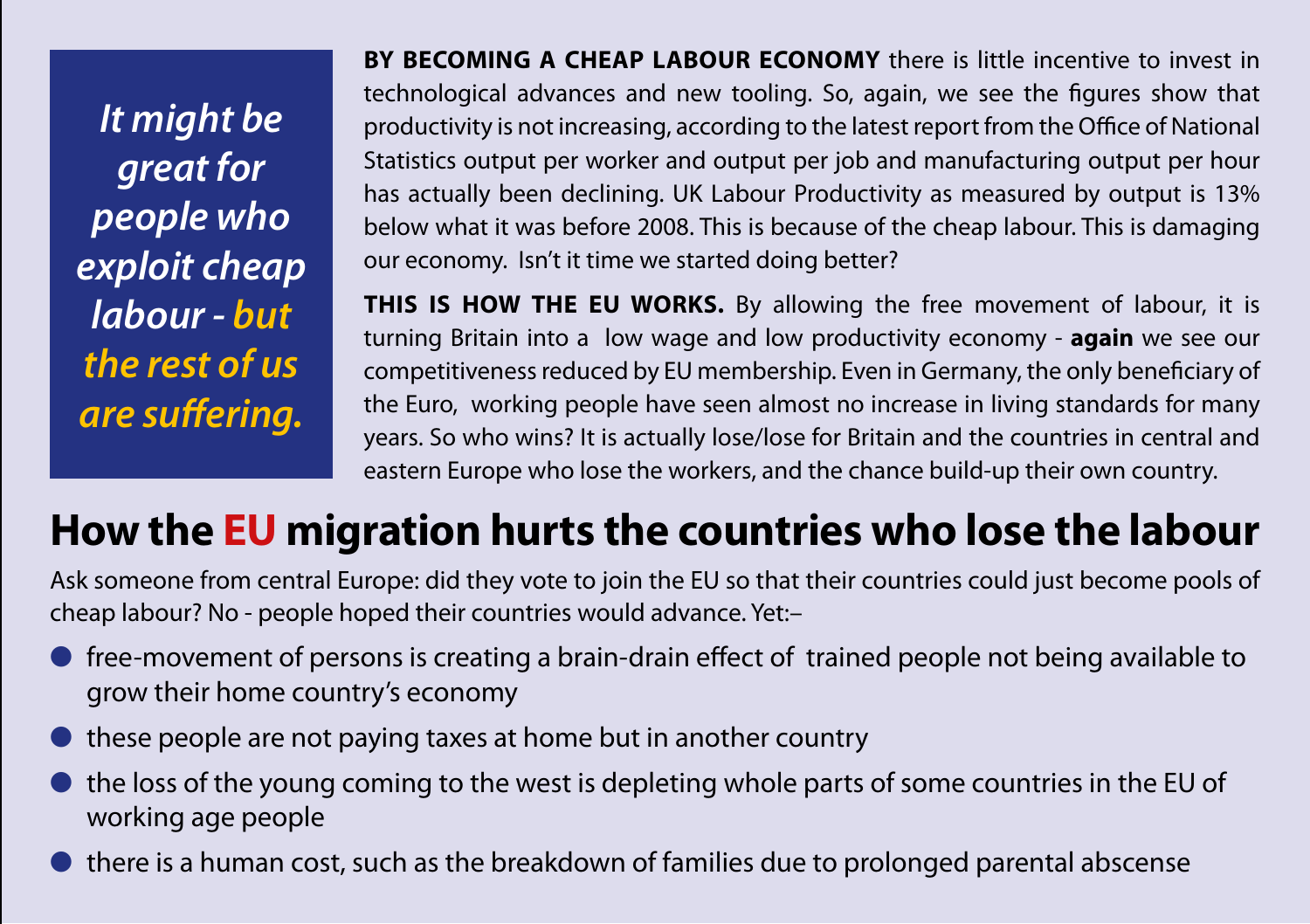***It might be great for people who exploit cheap labour - but the rest of us are suffering.***

**BY BECOMING A CHEAP LABOUR ECONOMY** there is little incentive to invest in technological advances and new tooling. So, again, we see the figures show that productivity is not increasing, according to the latest report from the Office of National Statistics output per worker and output per job and manufacturing output per hour has actually been declining. UK Labour Productivity as measured by output is 13% below what it was before 2008. This is because of the cheap labour. This is damaging our economy. Isn't it time we started doing better?

**THIS IS HOW THE EU WORKS.** By allowing the free movement of labour, it is turning Britain into a low wage and low productivity economy - **again** we see our competitiveness reduced by EU membership. Even in Germany, the only beneficiary of the Euro, working people have seen almost no increase in living standards for many years. So who wins? It is actually lose/lose for Britain and the countries in central and eastern Europe who lose the workers, and the chance build-up their own country.

## How the EU migration hurts the countries who lose the labour

Ask someone from central Europe: did they vote to join the EU so that their countries could just become pools of cheap labour? No - people hoped their countries would advance. Yet:–

- free-movement of persons is creating a brain-drain effect of trained people not being available to grow their home country's economy
- these people are not paying taxes at home but in another country
- the loss of the young coming to the west is depleting whole parts of some countries in the EU of working age people
- there is a human cost, such as the breakdown of families due to prolonged parental abscense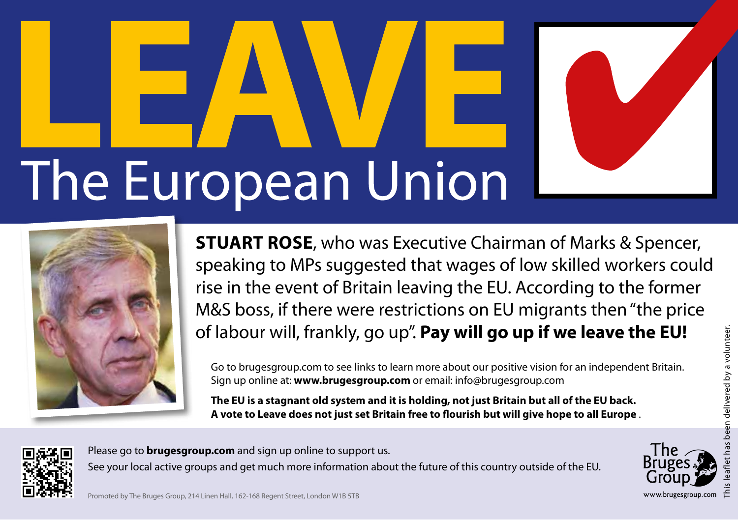# LEAVE

## The European Union

**STUART ROSE**, who was Executive Chairman of Marks & Spencer, speaking to MPs suggested that wages of low skilled workers could rise in the event of Britain leaving the EU. According to the former M&S boss, if there were restrictions on EU migrants then "the price of labour will, frankly, go up". **Pay will go up if we leave the EU!**

Go to brugesgroup.com to see links to learn more about our positive vision for an independent Britain. Sign up online at: **www.brugesgroup.com** or email: info@brugesgroup.com

**The EU is a stagnant old system and it is holding, not just Britain but all of the EU back. A vote to Leave does not just set Britain free to flourish but will give hope to all Europe** .

Please go to **brugesgroup.com** and sign up online to support us.
See your local active groups and get much more information about the future of this country outside of the EU.

The Bruges Group
www.brugesgroup.com

Promoted by The Bruges Group, 214 Linen Hall, 162-168 Regent Street, London W1B 5TB

This leaflet has been delivered by a volunteer.